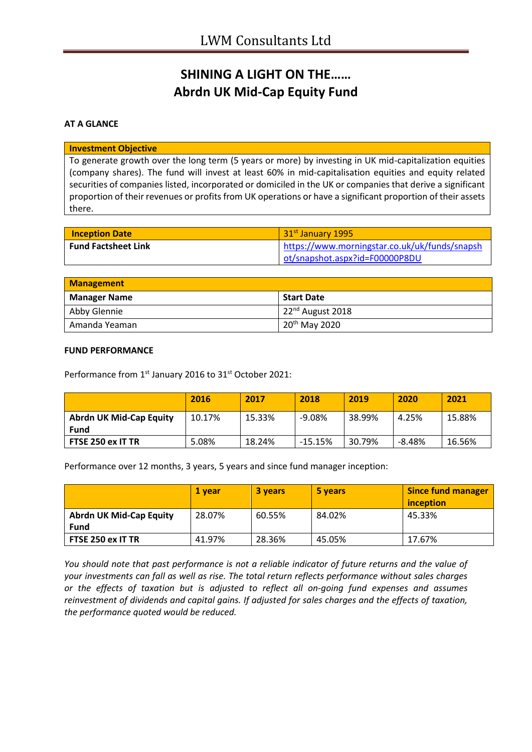# SHINING A LIGHT ON THE……
# Abrdn UK Mid-Cap Equity Fund

**AT A GLANCE**

| **Investment Objective** |
|---|
| To generate growth over the long term (5 years or more) by investing in UK mid-capitalization equities (company shares). The fund will invest at least 60% in mid-capitalisation equities and equity related securities of companies listed, incorporated or domiciled in the UK or companies that derive a significant proportion of their revenues or profits from UK operations or have a significant proportion of their assets there. |

| **Inception Date** | 31st January 1995 |
|---|---|
| **Fund Factsheet Link** | https://www.morningstar.co.uk/uk/funds/snapshot/snapshot.aspx?id=F00000P8DU |

| **Management** | |
|---|---|
| **Manager Name** | **Start Date** |
| Abby Glennie | 22nd August 2018 |
| Amanda Yeaman | 20th May 2020 |

**FUND PERFORMANCE**

Performance from 1st January 2016 to 31st October 2021:

| | **2016** | **2017** | **2018** | **2019** | **2020** | **2021** |
|---|---|---|---|---|---|---|
| **Abrdn UK Mid-Cap Equity Fund** | 10.17% | 15.33% | -9.08% | 38.99% | 4.25% | 15.88% |
| **FTSE 250 ex IT TR** | 5.08% | 18.24% | -15.15% | 30.79% | -8.48% | 16.56% |

Performance over 12 months, 3 years, 5 years and since fund manager inception:

| | **1 year** | **3 years** | **5 years** | **Since fund manager inception** |
|---|---|---|---|---|
| **Abrdn UK Mid-Cap Equity Fund** | 28.07% | 60.55% | 84.02% | 45.33% |
| **FTSE 250 ex IT TR** | 41.97% | 28.36% | 45.05% | 17.67% |

*You should note that past performance is not a reliable indicator of future returns and the value of your investments can fall as well as rise. The total return reflects performance without sales charges or the effects of taxation but is adjusted to reflect all on-going fund expenses and assumes reinvestment of dividends and capital gains. If adjusted for sales charges and the effects of taxation, the performance quoted would be reduced.*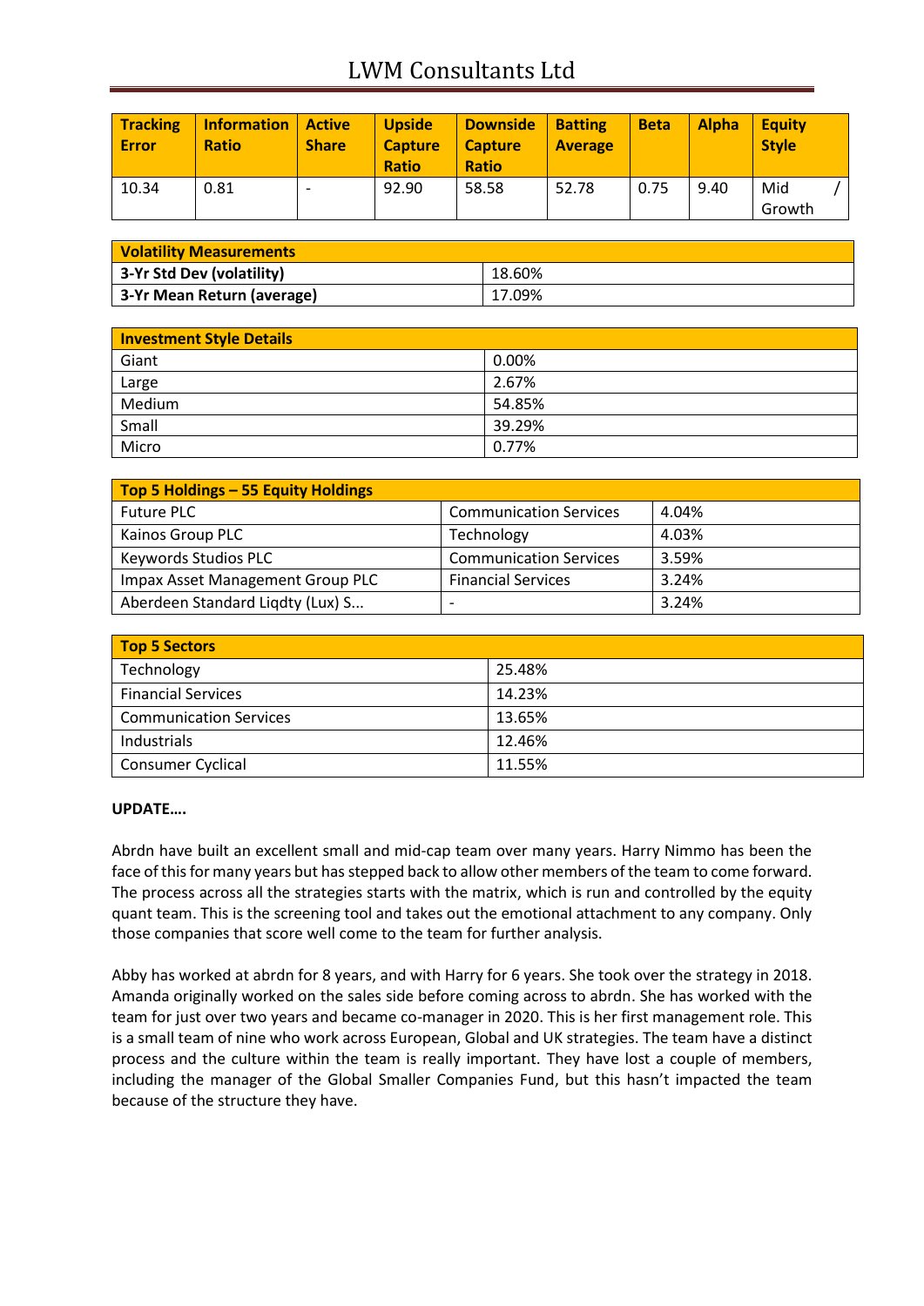| Tracking Error | Information Ratio | Active Share | Upside Capture Ratio | Downside Capture Ratio | Batting Average | Beta | Alpha | Equity Style |
|---|---|---|---|---|---|---|---|---|
| 10.34 | 0.81 | - | 92.90 | 58.58 | 52.78 | 0.75 | 9.40 | Mid / Growth |

| Volatility Measurements | |
|---|---|
| **3-Yr Std Dev (volatility)** | 18.60% |
| **3-Yr Mean Return (average)** | 17.09% |

| Investment Style Details | |
|---|---|
| Giant | 0.00% |
| Large | 2.67% |
| Medium | 54.85% |
| Small | 39.29% |
| Micro | 0.77% |

| Top 5 Holdings – 55 Equity Holdings | | |
|---|---|---|
| Future PLC | Communication Services | 4.04% |
| Kainos Group PLC | Technology | 4.03% |
| Keywords Studios PLC | Communication Services | 3.59% |
| Impax Asset Management Group PLC | Financial Services | 3.24% |
| Aberdeen Standard Liqdty (Lux) S... | - | 3.24% |

| Top 5 Sectors | |
|---|---|
| Technology | 25.48% |
| Financial Services | 14.23% |
| Communication Services | 13.65% |
| Industrials | 12.46% |
| Consumer Cyclical | 11.55% |

**UPDATE….**

Abrdn have built an excellent small and mid-cap team over many years. Harry Nimmo has been the face of this for many years but has stepped back to allow other members of the team to come forward. The process across all the strategies starts with the matrix, which is run and controlled by the equity quant team. This is the screening tool and takes out the emotional attachment to any company. Only those companies that score well come to the team for further analysis.

Abby has worked at abrdn for 8 years, and with Harry for 6 years. She took over the strategy in 2018. Amanda originally worked on the sales side before coming across to abrdn. She has worked with the team for just over two years and became co-manager in 2020. This is her first management role. This is a small team of nine who work across European, Global and UK strategies. The team have a distinct process and the culture within the team is really important. They have lost a couple of members, including the manager of the Global Smaller Companies Fund, but this hasn't impacted the team because of the structure they have.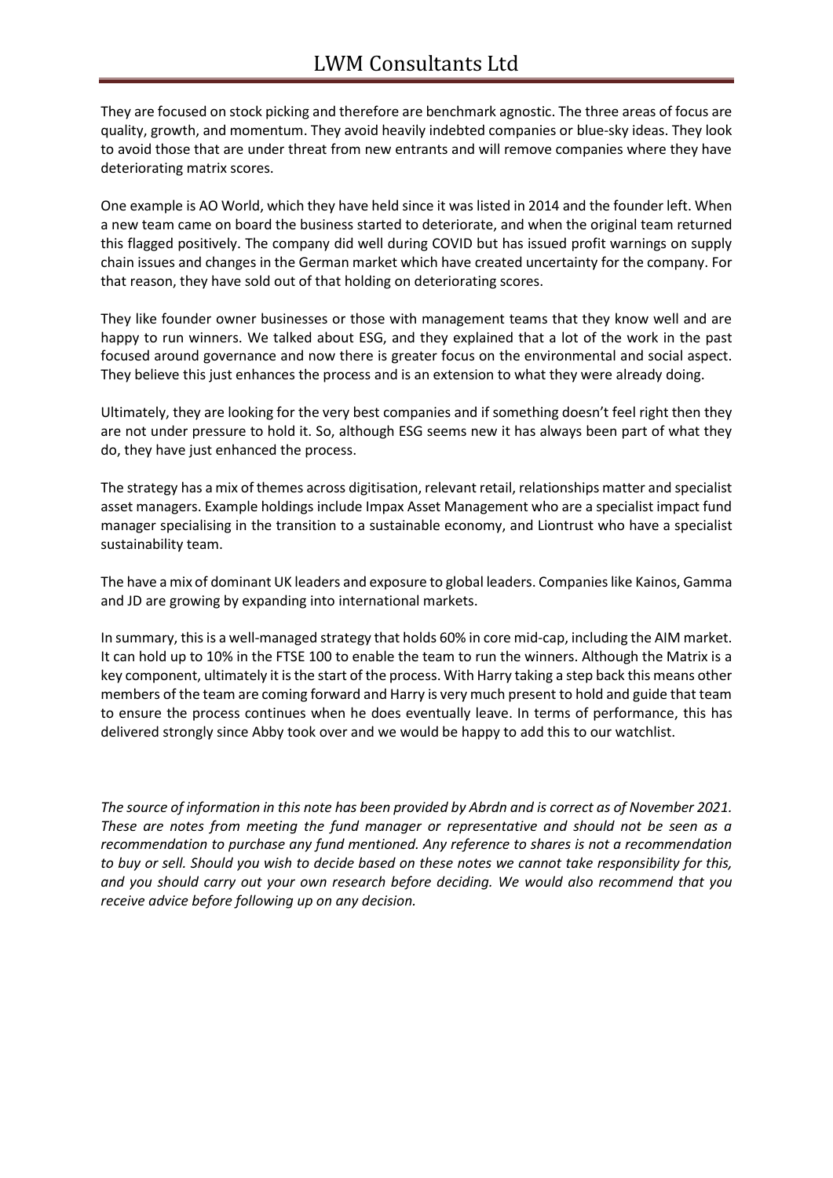They are focused on stock picking and therefore are benchmark agnostic. The three areas of focus are quality, growth, and momentum. They avoid heavily indebted companies or blue-sky ideas. They look to avoid those that are under threat from new entrants and will remove companies where they have deteriorating matrix scores.

One example is AO World, which they have held since it was listed in 2014 and the founder left. When a new team came on board the business started to deteriorate, and when the original team returned this flagged positively. The company did well during COVID but has issued profit warnings on supply chain issues and changes in the German market which have created uncertainty for the company. For that reason, they have sold out of that holding on deteriorating scores.

They like founder owner businesses or those with management teams that they know well and are happy to run winners. We talked about ESG, and they explained that a lot of the work in the past focused around governance and now there is greater focus on the environmental and social aspect. They believe this just enhances the process and is an extension to what they were already doing.

Ultimately, they are looking for the very best companies and if something doesn't feel right then they are not under pressure to hold it. So, although ESG seems new it has always been part of what they do, they have just enhanced the process.

The strategy has a mix of themes across digitisation, relevant retail, relationships matter and specialist asset managers. Example holdings include Impax Asset Management who are a specialist impact fund manager specialising in the transition to a sustainable economy, and Liontrust who have a specialist sustainability team.

The have a mix of dominant UK leaders and exposure to global leaders. Companies like Kainos, Gamma and JD are growing by expanding into international markets.

In summary, this is a well-managed strategy that holds 60% in core mid-cap, including the AIM market. It can hold up to 10% in the FTSE 100 to enable the team to run the winners. Although the Matrix is a key component, ultimately it is the start of the process. With Harry taking a step back this means other members of the team are coming forward and Harry is very much present to hold and guide that team to ensure the process continues when he does eventually leave. In terms of performance, this has delivered strongly since Abby took over and we would be happy to add this to our watchlist.

*The source of information in this note has been provided by Abrdn and is correct as of November 2021. These are notes from meeting the fund manager or representative and should not be seen as a recommendation to purchase any fund mentioned. Any reference to shares is not a recommendation to buy or sell. Should you wish to decide based on these notes we cannot take responsibility for this, and you should carry out your own research before deciding. We would also recommend that you receive advice before following up on any decision.*